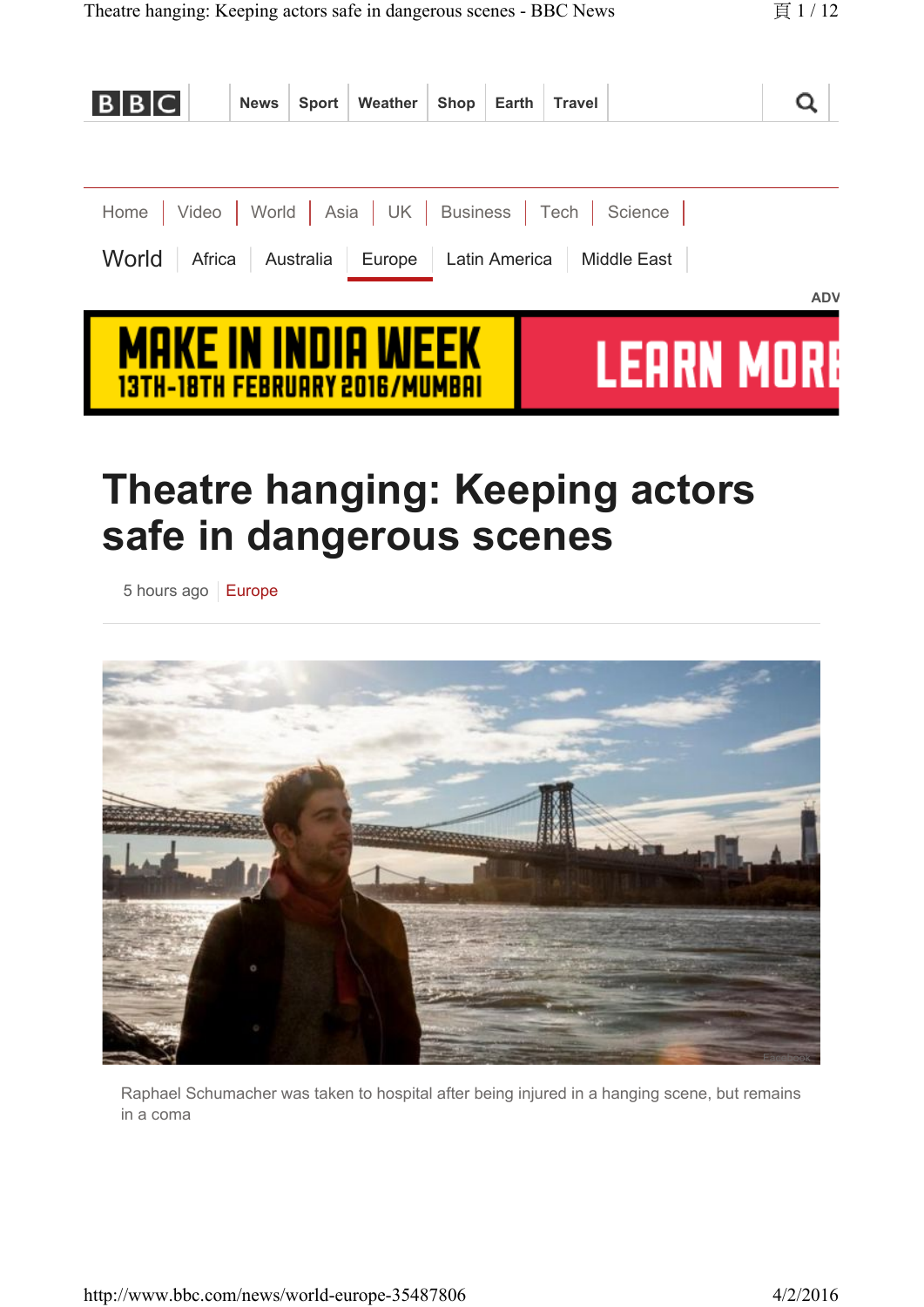# Theatre hanging: Keeping actors safe in dangerous scenes

5 hours ago | Europe

Raphael Schumacher was taken to hospital after being injured in a hanging scene, but remains in a coma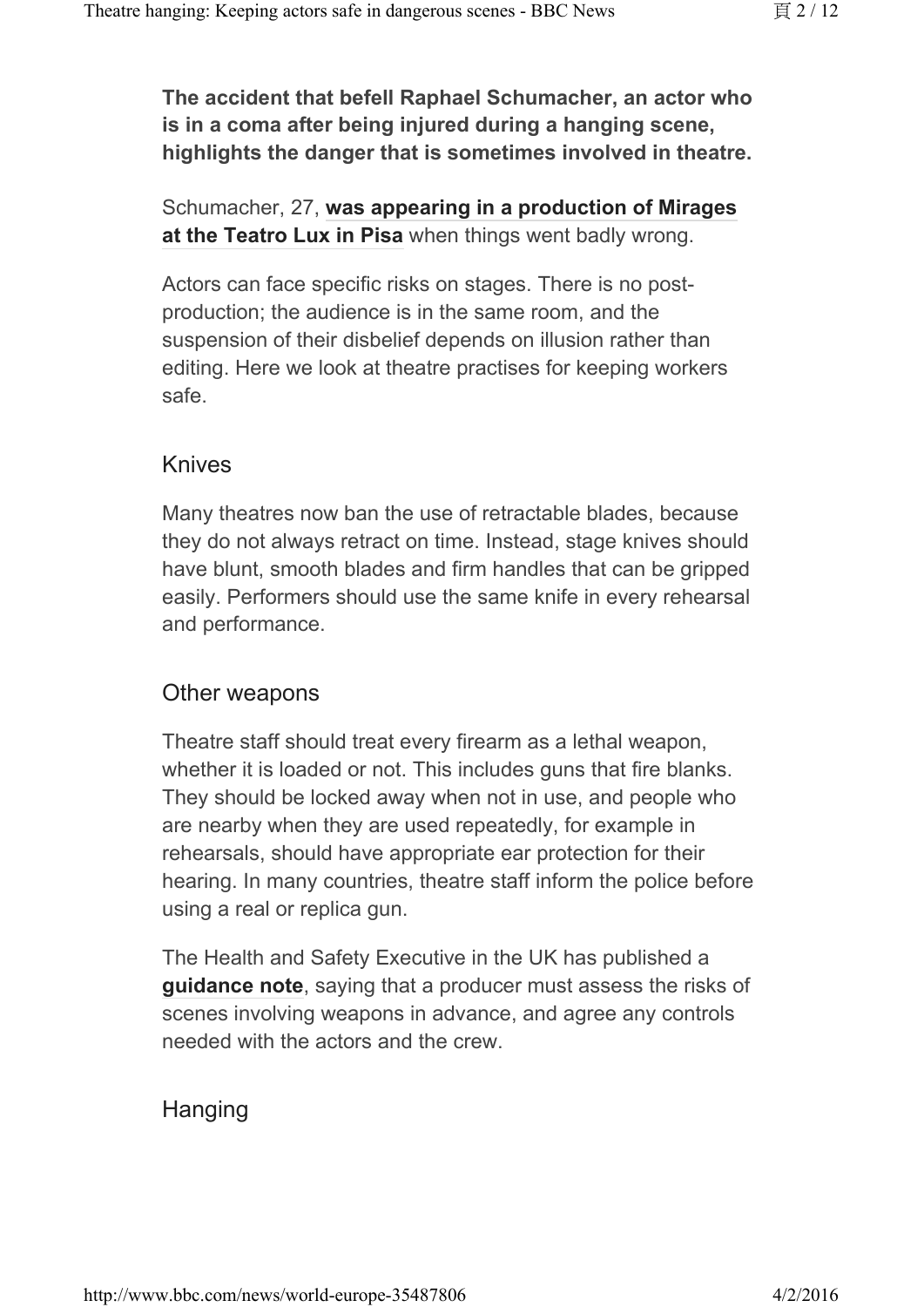**The accident that befell Raphael Schumacher, an actor who is in a coma after being injured during a hanging scene, highlights the danger that is sometimes involved in theatre.**

Schumacher, 27, **was appearing in a production of Mirages at the Teatro Lux in Pisa** when things went badly wrong.

Actors can face specific risks on stages. There is no post-production; the audience is in the same room, and the suspension of their disbelief depends on illusion rather than editing. Here we look at theatre practises for keeping workers safe.

## Knives

Many theatres now ban the use of retractable blades, because they do not always retract on time. Instead, stage knives should have blunt, smooth blades and firm handles that can be gripped easily. Performers should use the same knife in every rehearsal and performance.

## Other weapons

Theatre staff should treat every firearm as a lethal weapon, whether it is loaded or not. This includes guns that fire blanks. They should be locked away when not in use, and people who are nearby when they are used repeatedly, for example in rehearsals, should have appropriate ear protection for their hearing. In many countries, theatre staff inform the police before using a real or replica gun.

The Health and Safety Executive in the UK has published a **guidance note**, saying that a producer must assess the risks of scenes involving weapons in advance, and agree any controls needed with the actors and the crew.

## Hanging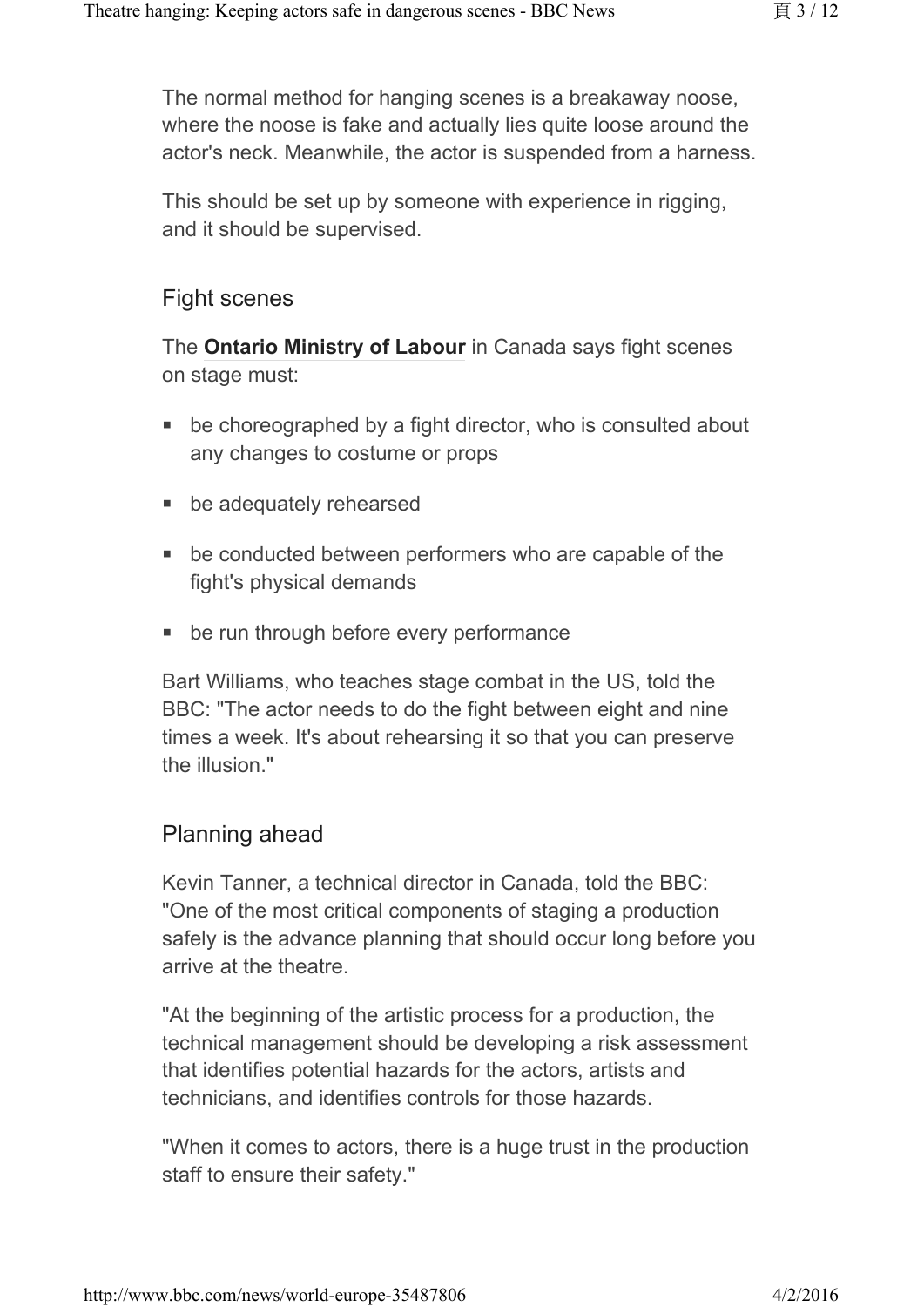The normal method for hanging scenes is a breakaway noose, where the noose is fake and actually lies quite loose around the actor's neck. Meanwhile, the actor is suspended from a harness.

This should be set up by someone with experience in rigging, and it should be supervised.

## Fight scenes

The **Ontario Ministry of Labour** in Canada says fight scenes on stage must:

- be choreographed by a fight director, who is consulted about any changes to costume or props
- be adequately rehearsed
- be conducted between performers who are capable of the fight's physical demands
- be run through before every performance

Bart Williams, who teaches stage combat in the US, told the BBC: "The actor needs to do the fight between eight and nine times a week. It's about rehearsing it so that you can preserve the illusion."

## Planning ahead

Kevin Tanner, a technical director in Canada, told the BBC: "One of the most critical components of staging a production safely is the advance planning that should occur long before you arrive at the theatre.

"At the beginning of the artistic process for a production, the technical management should be developing a risk assessment that identifies potential hazards for the actors, artists and technicians, and identifies controls for those hazards.

"When it comes to actors, there is a huge trust in the production staff to ensure their safety."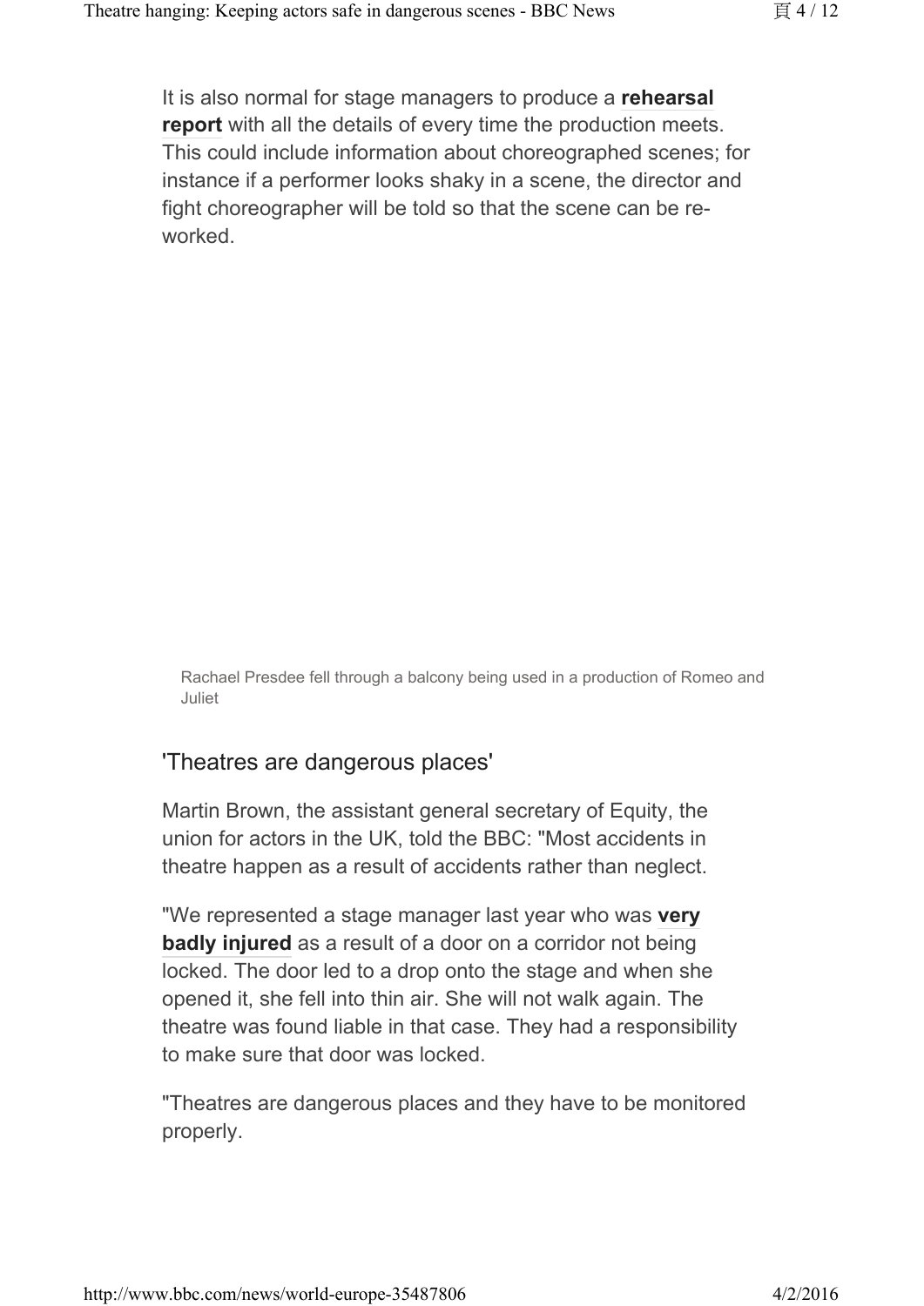It is also normal for stage managers to produce a **rehearsal report** with all the details of every time the production meets. This could include information about choreographed scenes; for instance if a performer looks shaky in a scene, the director and fight choreographer will be told so that the scene can be re-worked.

Rachael Presdee fell through a balcony being used in a production of Romeo and Juliet

## 'Theatres are dangerous places'

Martin Brown, the assistant general secretary of Equity, the union for actors in the UK, told the BBC: "Most accidents in theatre happen as a result of accidents rather than neglect.

"We represented a stage manager last year who was **very badly injured** as a result of a door on a corridor not being locked. The door led to a drop onto the stage and when she opened it, she fell into thin air. She will not walk again. The theatre was found liable in that case. They had a responsibility to make sure that door was locked.

"Theatres are dangerous places and they have to be monitored properly.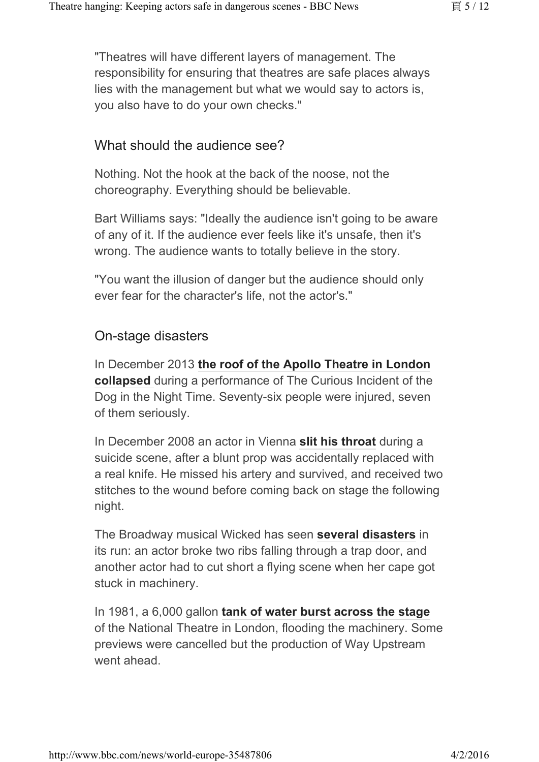"Theatres will have different layers of management. The responsibility for ensuring that theatres are safe places always lies with the management but what we would say to actors is, you also have to do your own checks."

## What should the audience see?

Nothing. Not the hook at the back of the noose, not the choreography. Everything should be believable.

Bart Williams says: "Ideally the audience isn't going to be aware of any of it. If the audience ever feels like it's unsafe, then it's wrong. The audience wants to totally believe in the story.

"You want the illusion of danger but the audience should only ever fear for the character's life, not the actor's."

## On-stage disasters

In December 2013 **the roof of the Apollo Theatre in London collapsed** during a performance of The Curious Incident of the Dog in the Night Time. Seventy-six people were injured, seven of them seriously.

In December 2008 an actor in Vienna **slit his throat** during a suicide scene, after a blunt prop was accidentally replaced with a real knife. He missed his artery and survived, and received two stitches to the wound before coming back on stage the following night.

The Broadway musical Wicked has seen **several disasters** in its run: an actor broke two ribs falling through a trap door, and another actor had to cut short a flying scene when her cape got stuck in machinery.

In 1981, a 6,000 gallon **tank of water burst across the stage** of the National Theatre in London, flooding the machinery. Some previews were cancelled but the production of Way Upstream went ahead.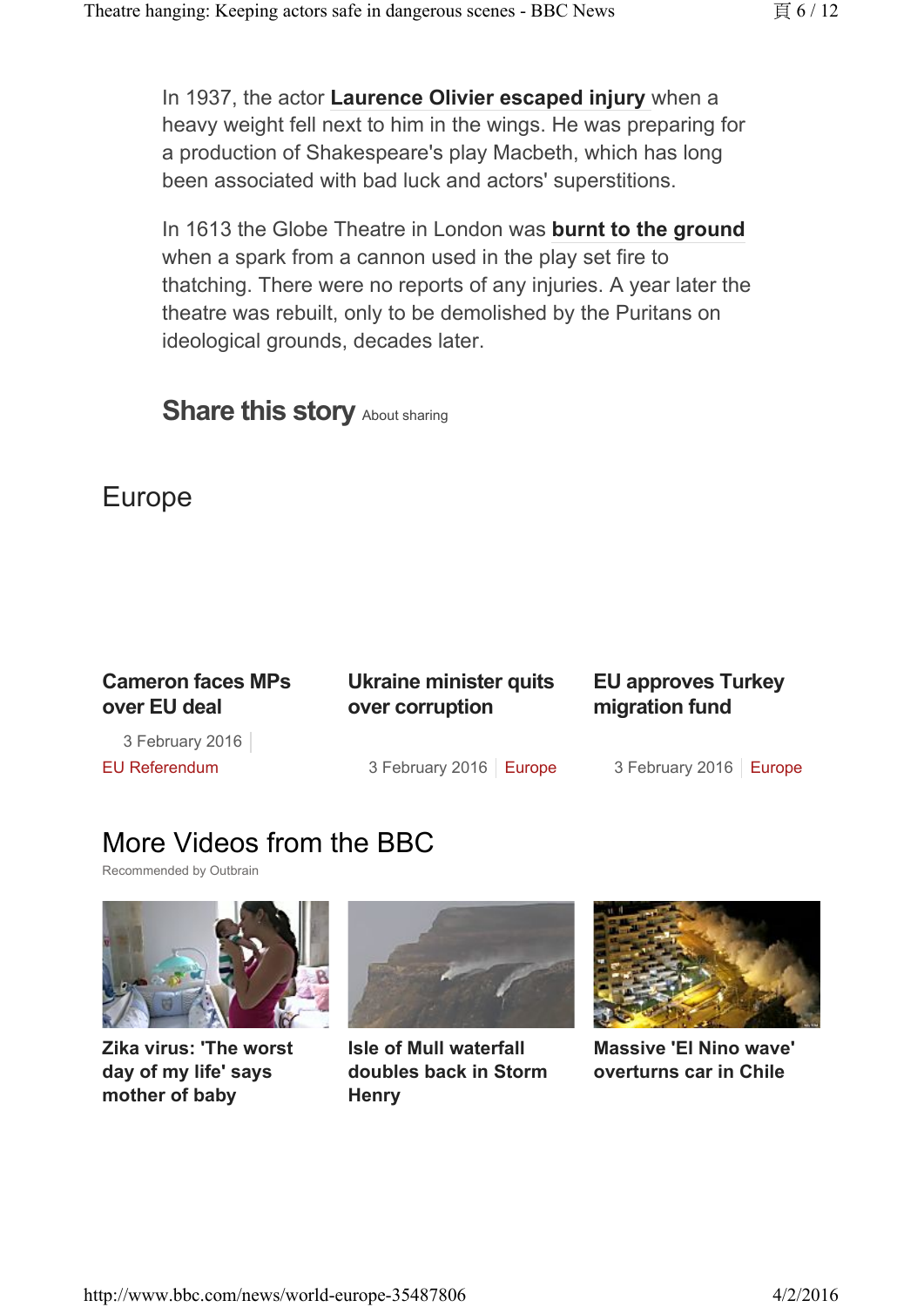In 1937, the actor **Laurence Olivier escaped injury** when a heavy weight fell next to him in the wings. He was preparing for a production of Shakespeare's play Macbeth, which has long been associated with bad luck and actors' superstitions.

In 1613 the Globe Theatre in London was **burnt to the ground** when a spark from a cannon used in the play set fire to thatching. There were no reports of any injuries. A year later the theatre was rebuilt, only to be demolished by the Puritans on ideological grounds, decades later.

## Share this story

About sharing

## Europe

**Cameron faces MPs over EU deal**

3 February 2016 | EU Referendum

**Ukraine minister quits over corruption**

3 February 2016 | Europe

**EU approves Turkey migration fund**

3 February 2016 | Europe

## More Videos from the BBC

Recommended by Outbrain

**Zika virus: 'The worst day of my life' says mother of baby**

**Isle of Mull waterfall doubles back in Storm Henry**

**Massive 'El Nino wave' overturns car in Chile**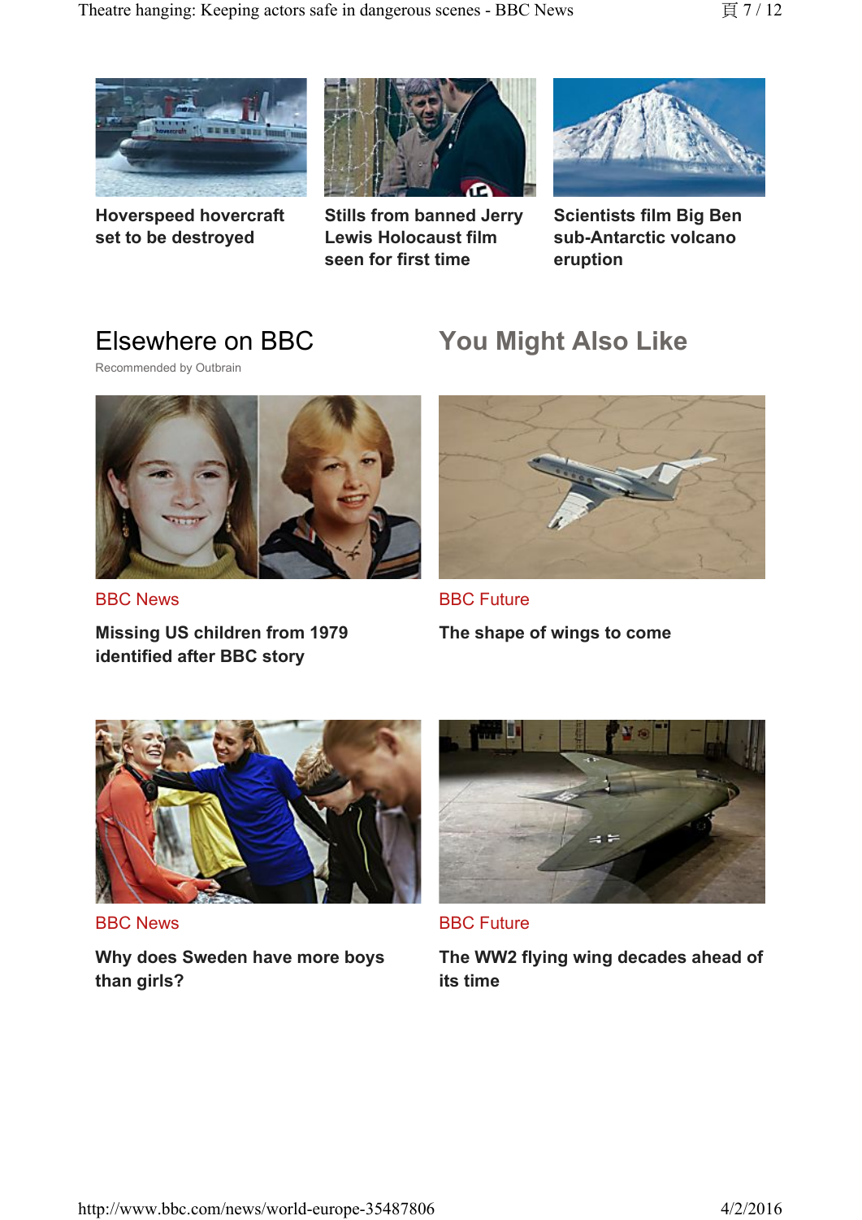**Hoverspeed hovercraft set to be destroyed**

**Stills from banned Jerry Lewis Holocaust film seen for first time**

**Scientists film Big Ben sub-Antarctic volcano eruption**

## Elsewhere on BBC

Recommended by Outbrain

BBC News

**Missing US children from 1979 identified after BBC story**

BBC News

**Why does Sweden have more boys than girls?**

## You Might Also Like

BBC Future

**The shape of wings to come**

BBC Future

**The WW2 flying wing decades ahead of its time**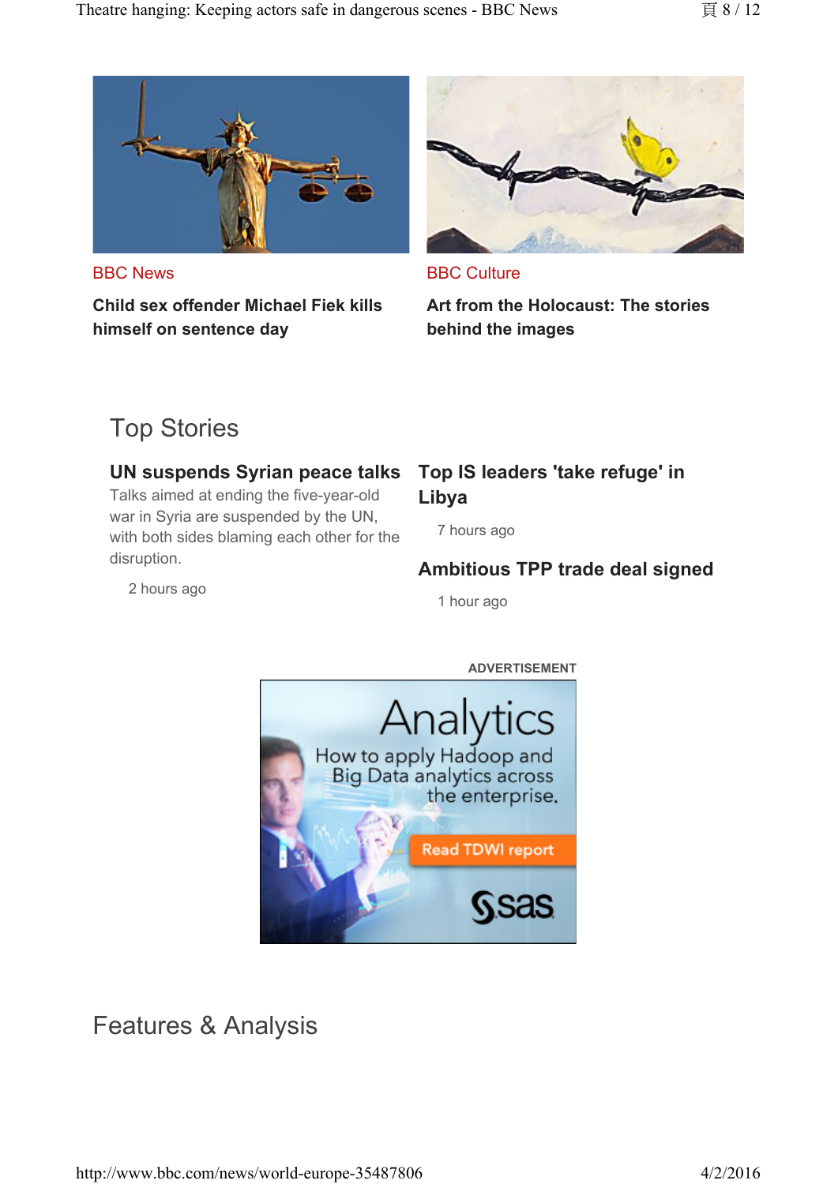BBC News

**Child sex offender Michael Fiek kills himself on sentence day**

BBC Culture

**Art from the Holocaust: The stories behind the images**

## Top Stories

### UN suspends Syrian peace talks

Talks aimed at ending the five-year-old war in Syria are suspended by the UN, with both sides blaming each other for the disruption.

2 hours ago

### Top IS leaders 'take refuge' in Libya

7 hours ago

### Ambitious TPP trade deal signed

1 hour ago

ADVERTISEMENT

Analytics

How to apply Hadoop and Big Data analytics across the enterprise.

Read TDWI report

sas

## Features & Analysis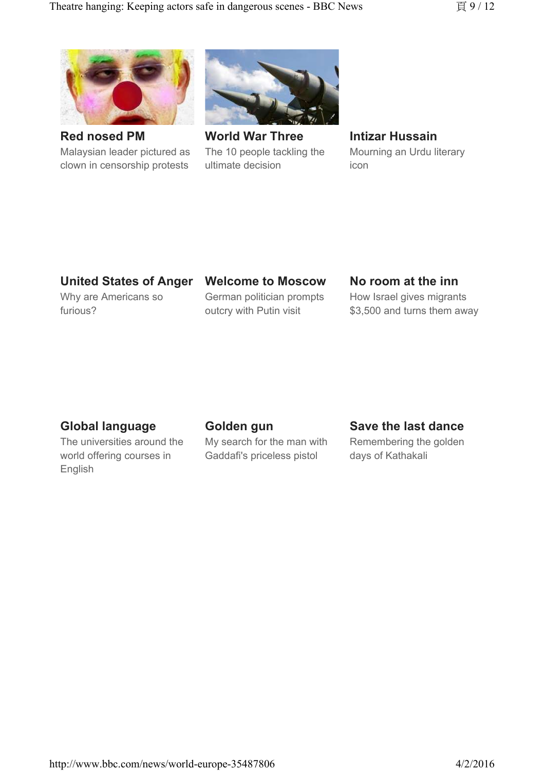**Red nosed PM**
Malaysian leader pictured as clown in censorship protests

**World War Three**
The 10 people tackling the ultimate decision

**Intizar Hussain**
Mourning an Urdu literary icon

**United States of Anger**
Why are Americans so furious?

**Welcome to Moscow**
German politician prompts outcry with Putin visit

**No room at the inn**
How Israel gives migrants $3,500 and turns them away

**Global language**
The universities around the world offering courses in English

**Golden gun**
My search for the man with Gaddafi's priceless pistol

**Save the last dance**
Remembering the golden days of Kathakali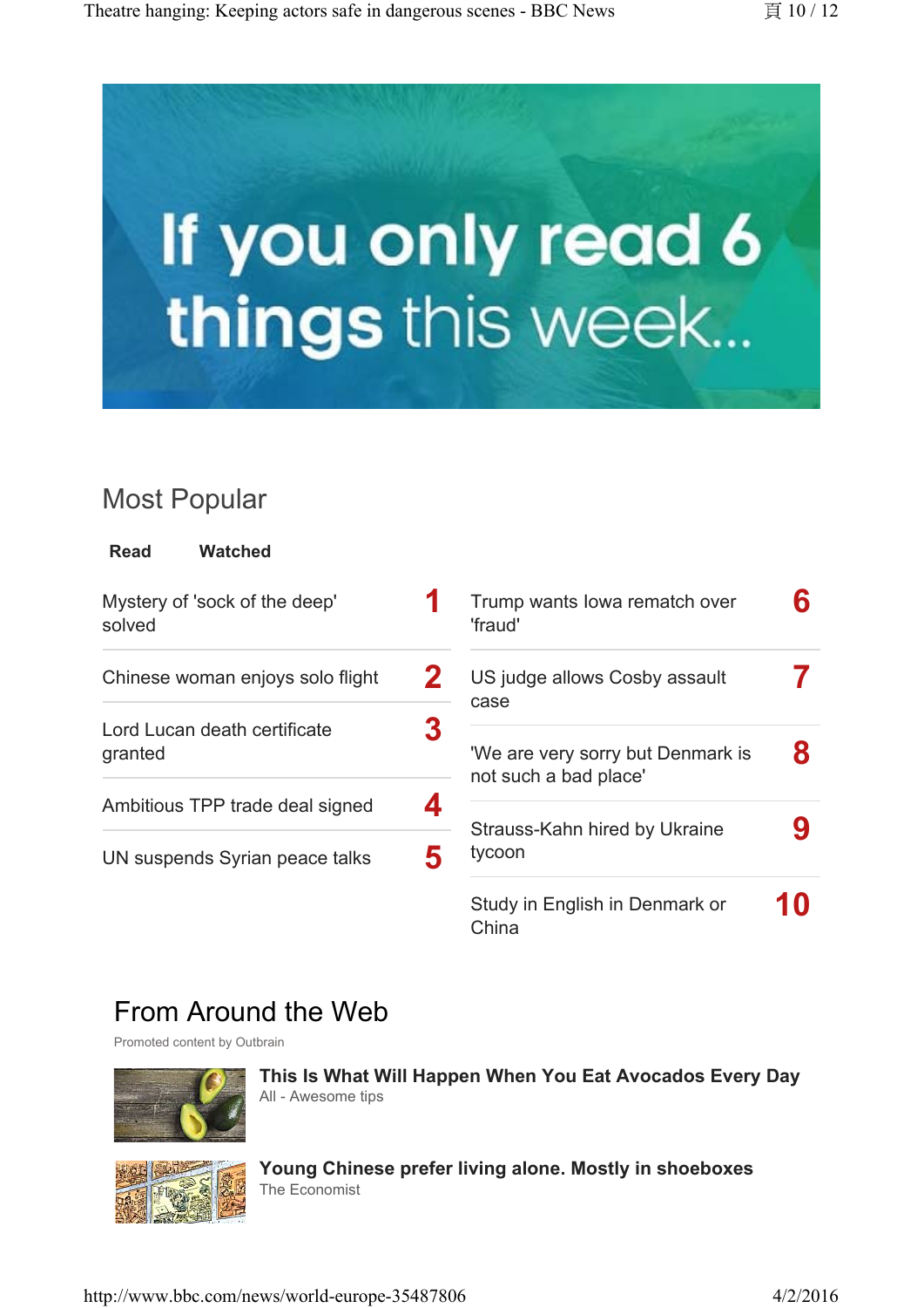If you only read 6 things this week...

## Most Popular

**Read** **Watched**

1. Mystery of 'sock of the deep' solved
2. Chinese woman enjoys solo flight
3. Lord Lucan death certificate granted
4. Ambitious TPP trade deal signed
5. UN suspends Syrian peace talks
6. Trump wants Iowa rematch over 'fraud'
7. US judge allows Cosby assault case
8. 'We are very sorry but Denmark is not such a bad place'
9. Strauss-Kahn hired by Ukraine tycoon
10. Study in English in Denmark or China

## From Around the Web

Promoted content by Outbrain

**This Is What Will Happen When You Eat Avocados Every Day**
All - Awesome tips

**Young Chinese prefer living alone. Mostly in shoeboxes**
The Economist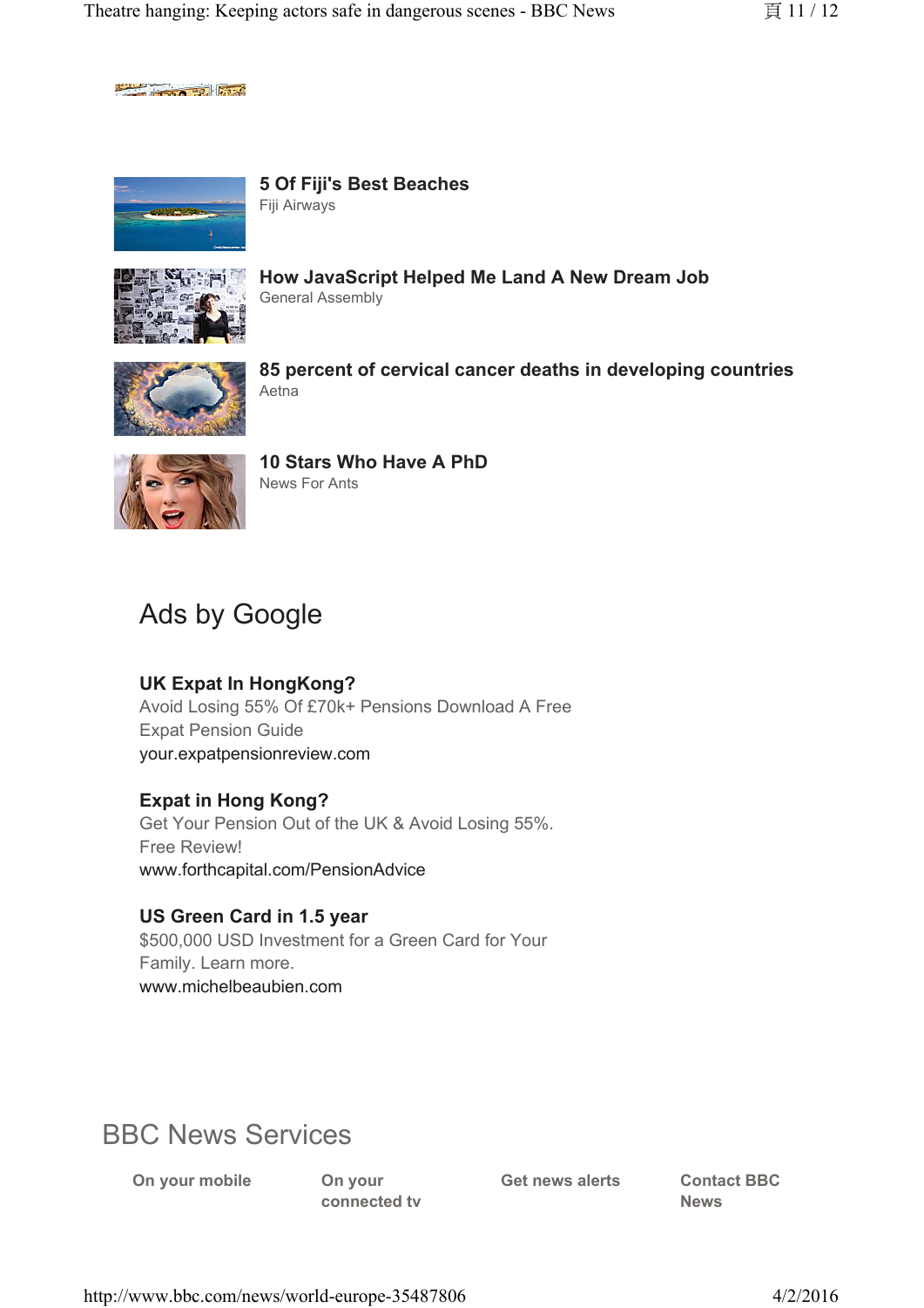**5 Of Fiji's Best Beaches**
Fiji Airways

**How JavaScript Helped Me Land A New Dream Job**
General Assembly

**85 percent of cervical cancer deaths in developing countries**
Aetna

**10 Stars Who Have A PhD**
News For Ants

## Ads by Google

**UK Expat In HongKong?**
Avoid Losing 55% Of £70k+ Pensions Download A Free Expat Pension Guide
your.expatpensionreview.com

**Expat in Hong Kong?**
Get Your Pension Out of the UK & Avoid Losing 55%. Free Review!
www.forthcapital.com/PensionAdvice

**US Green Card in 1.5 year**
$500,000 USD Investment for a Green Card for Your Family. Learn more.
www.michelbeaubien.com

## BBC News Services

**On your mobile**

**On your connected tv**

**Get news alerts**

**Contact BBC News**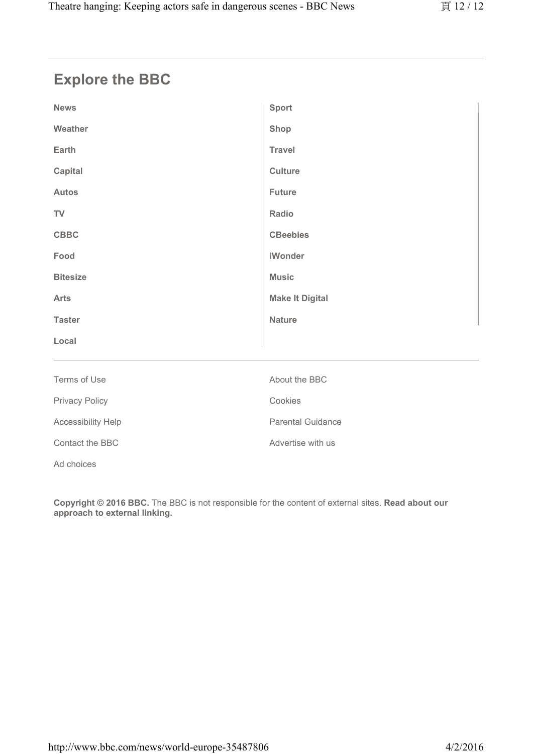## Explore the BBC

**News**

**Sport**

**Weather**

**Shop**

**Earth**

**Travel**

**Capital**

**Culture**

**Autos**

**Future**

**TV**

**Radio**

**CBBC**

**CBeebies**

**Food**

**iWonder**

**Bitesize**

**Music**

**Arts**

**Make It Digital**

**Taster**

**Nature**

**Local**

---

Terms of Use

About the BBC

Privacy Policy

Cookies

Accessibility Help

Parental Guidance

Contact the BBC

Advertise with us

Ad choices

**Copyright © 2016 BBC.** The BBC is not responsible for the content of external sites. **Read about our approach to external linking.**